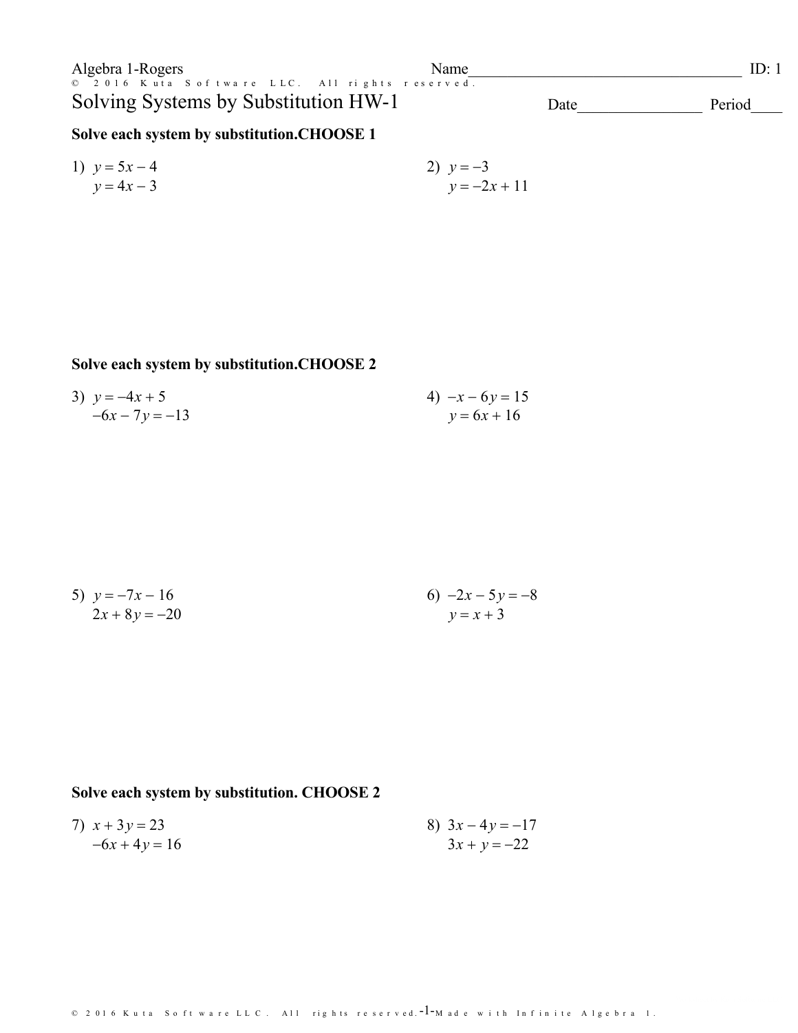Algebra 1-Rogers

Name____________________________________ ID: 1

# Solving Systems by Substitution HW-1

Date________________ Period____

**Solve each system by substitution.CHOOSE 1**

1) $y = 5x - 4$
 $y = 4x - 3$

2) $y = -3$
 $y = -2x + 11$

**Solve each system by substitution.CHOOSE 2**

3) $y = -4x + 5$
 $-6x - 7y = -13$

4) $-x - 6y = 15$
 $y = 6x + 16$

5) $y = -7x - 16$
 $2x + 8y = -20$

6) $-2x - 5y = -8$
 $y = x + 3$

**Solve each system by substitution. CHOOSE 2**

7) $x + 3y = 23$
 $-6x + 4y = 16$

8) $3x - 4y = -17$
 $3x + y = -22$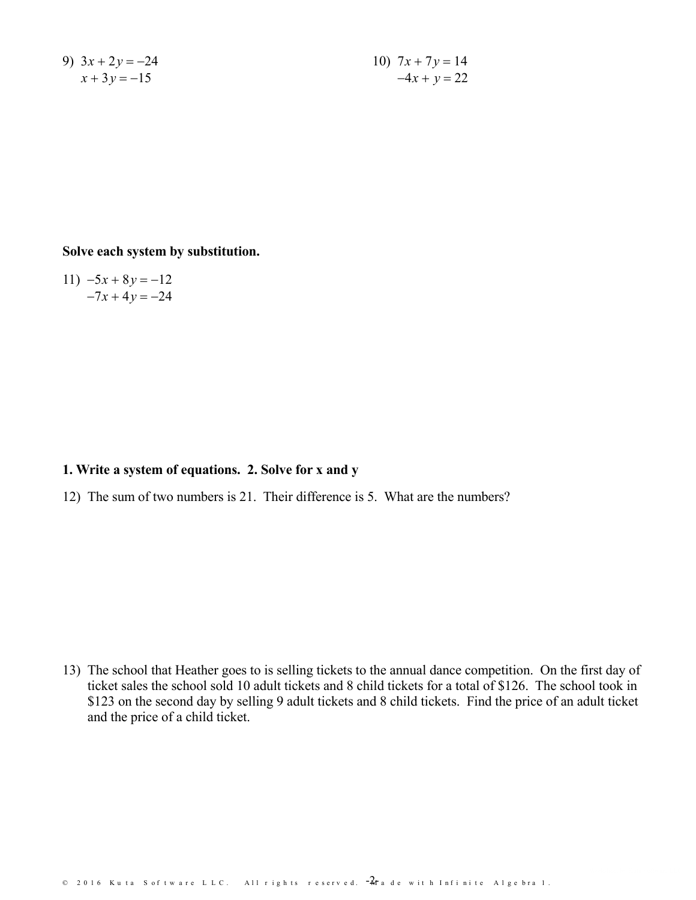9) $3x + 2y = -24$
$x + 3y = -15$

10) $7x + 7y = 14$
$-4x + y = 22$

**Solve each system by substitution.**

11) $-5x + 8y = -12$
$-7x + 4y = -24$

**1. Write a system of equations. 2. Solve for x and y**

12) The sum of two numbers is 21. Their difference is 5. What are the numbers?

13) The school that Heather goes to is selling tickets to the annual dance competition. On the first day of ticket sales the school sold 10 adult tickets and 8 child tickets for a total of $126. The school took in $123 on the second day by selling 9 adult tickets and 8 child tickets. Find the price of an adult ticket and the price of a child ticket.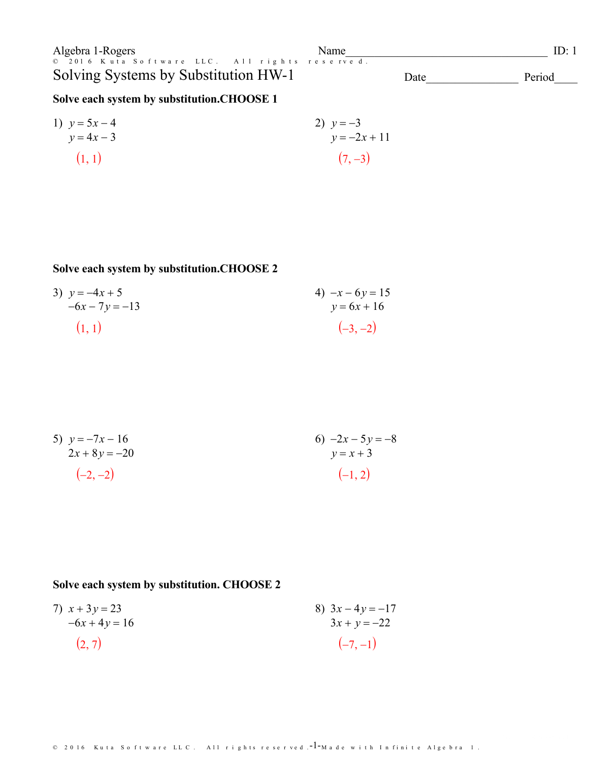Algebra 1-Rogers

Name\_\_\_\_\_\_\_\_\_\_\_\_\_\_\_\_\_\_\_\_\_\_\_\_\_\_\_\_\_\_\_\_\_\_\_\_ ID: 1

© 2016 Kuta Software LLC. All rights reserved.

# Solving Systems by Substitution HW-1

Date\_\_\_\_\_\_\_\_\_\_\_\_\_\_\_\_ Period\_\_\_\_

**Solve each system by substitution.CHOOSE 1**

1) $y = 5x - 4$
$y = 4x - 3$

$(1, 1)$

2) $y = -3$
$y = -2x + 11$

$(7, -3)$

**Solve each system by substitution.CHOOSE 2**

3) $y = -4x + 5$
$-6x - 7y = -13$

$(1, 1)$

4) $-x - 6y = 15$
$y = 6x + 16$

$(-3, -2)$

5) $y = -7x - 16$
$2x + 8y = -20$

$(-2, -2)$

6) $-2x - 5y = -8$
$y = x + 3$

$(-1, 2)$

**Solve each system by substitution. CHOOSE 2**

7) $x + 3y = 23$
$-6x + 4y = 16$

$(2, 7)$

8) $3x - 4y = -17$
$3x + y = -22$

$(-7, -1)$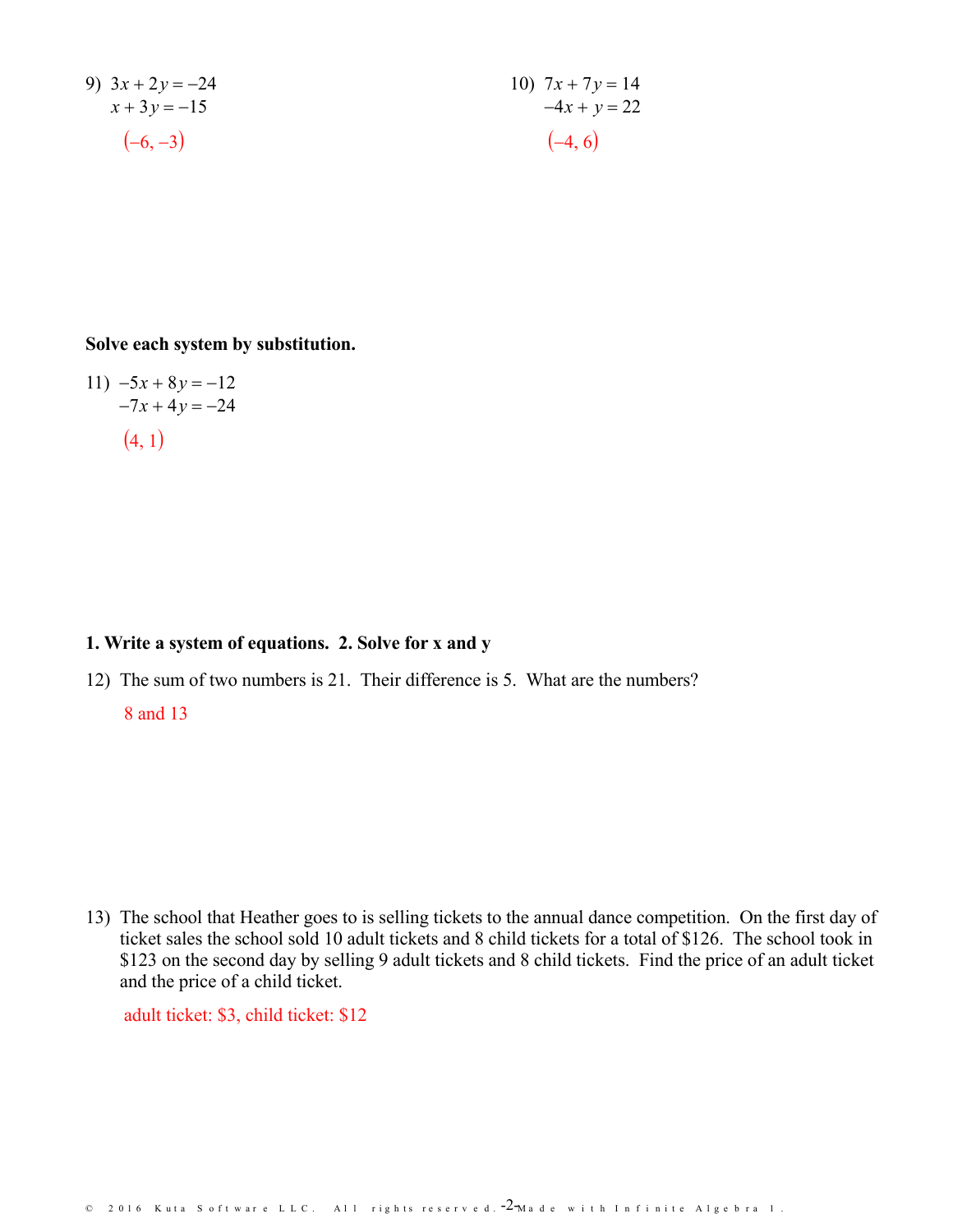9) $3x + 2y = -24$
$x + 3y = -15$

$(-6, -3)$

10) $7x + 7y = 14$
$-4x + y = 22$

$(-4, 6)$

**Solve each system by substitution.**

11) $-5x + 8y = -12$
$-7x + 4y = -24$

$(4, 1)$

**1. Write a system of equations. 2. Solve for x and y**

12) The sum of two numbers is 21. Their difference is 5. What are the numbers?

8 and 13

13) The school that Heather goes to is selling tickets to the annual dance competition. On the first day of ticket sales the school sold 10 adult tickets and 8 child tickets for a total of $126. The school took in $123 on the second day by selling 9 adult tickets and 8 child tickets. Find the price of an adult ticket and the price of a child ticket.

adult ticket: $3, child ticket: $12